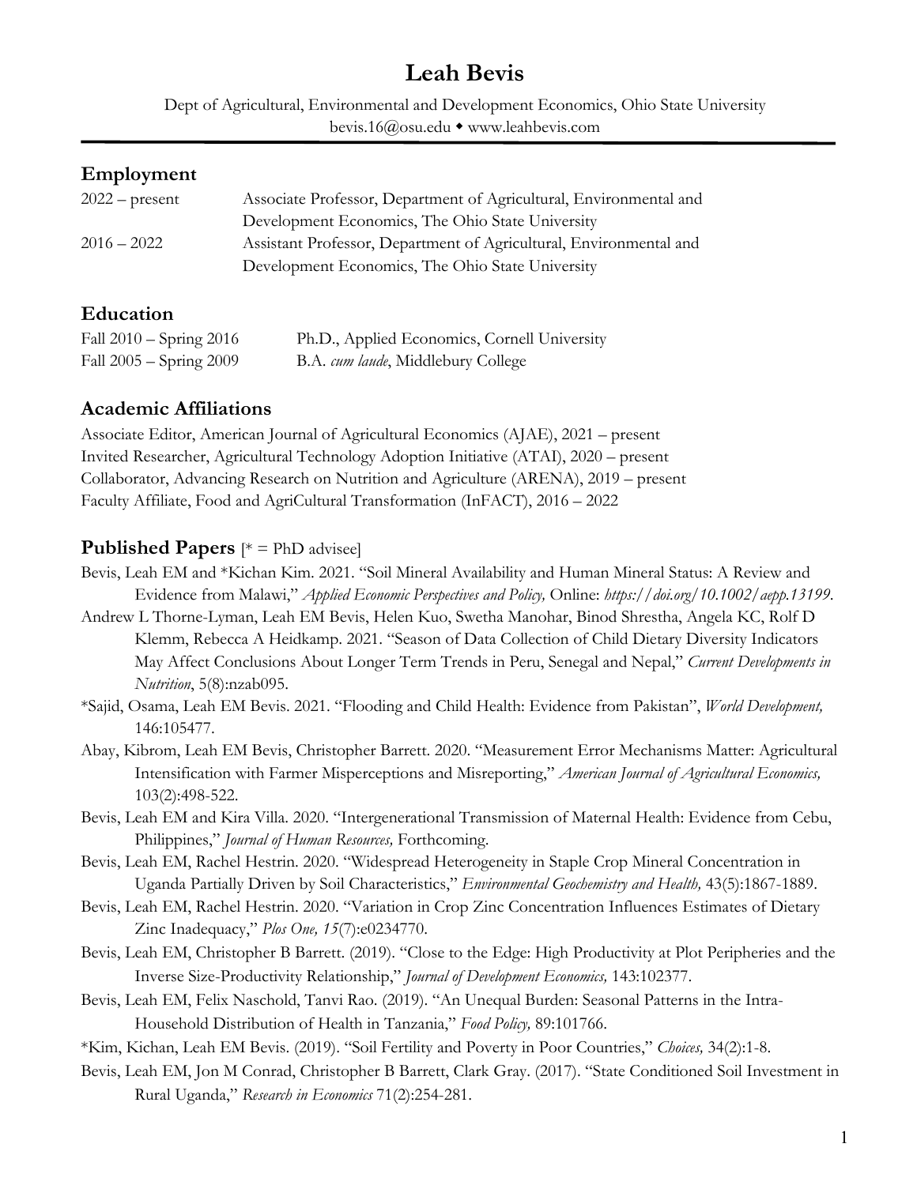# Leah Bevis

Dept of Agricultural, Environmental and Development Economics, Ohio State University
bevis.16@osu.edu ◆ www.leahbevis.com

## Employment

2022 – present Associate Professor, Department of Agricultural, Environmental and Development Economics, The Ohio State University

2016 – 2022 Assistant Professor, Department of Agricultural, Environmental and Development Economics, The Ohio State University

## Education

Fall 2010 – Spring 2016 Ph.D., Applied Economics, Cornell University

Fall 2005 – Spring 2009 B.A. *cum laude*, Middlebury College

## Academic Affiliations

Associate Editor, American Journal of Agricultural Economics (AJAE), 2021 – present
Invited Researcher, Agricultural Technology Adoption Initiative (ATAI), 2020 – present
Collaborator, Advancing Research on Nutrition and Agriculture (ARENA), 2019 – present
Faculty Affiliate, Food and AgriCultural Transformation (InFACT), 2016 – 2022

## Published Papers [* = PhD advisee]

Bevis, Leah EM and *Kichan Kim. 2021. "Soil Mineral Availability and Human Mineral Status: A Review and Evidence from Malawi," *Applied Economic Perspectives and Policy,* Online: *https://doi.org/10.1002/aepp.13199*.

Andrew L Thorne-Lyman, Leah EM Bevis, Helen Kuo, Swetha Manohar, Binod Shrestha, Angela KC, Rolf D Klemm, Rebecca A Heidkamp. 2021. "Season of Data Collection of Child Dietary Diversity Indicators May Affect Conclusions About Longer Term Trends in Peru, Senegal and Nepal," *Current Developments in Nutrition*, 5(8):nzab095.

*Sajid, Osama, Leah EM Bevis. 2021. "Flooding and Child Health: Evidence from Pakistan", *World Development,* 146:105477.

Abay, Kibrom, Leah EM Bevis, Christopher Barrett. 2020. "Measurement Error Mechanisms Matter: Agricultural Intensification with Farmer Misperceptions and Misreporting," *American Journal of Agricultural Economics,* 103(2):498-522.

Bevis, Leah EM and Kira Villa. 2020. "Intergenerational Transmission of Maternal Health: Evidence from Cebu, Philippines," *Journal of Human Resources,* Forthcoming.

Bevis, Leah EM, Rachel Hestrin. 2020. "Widespread Heterogeneity in Staple Crop Mineral Concentration in Uganda Partially Driven by Soil Characteristics," *Environmental Geochemistry and Health,* 43(5):1867-1889.

Bevis, Leah EM, Rachel Hestrin. 2020. "Variation in Crop Zinc Concentration Influences Estimates of Dietary Zinc Inadequacy," *Plos One, 15*(7):e0234770.

Bevis, Leah EM, Christopher B Barrett. (2019). "Close to the Edge: High Productivity at Plot Peripheries and the Inverse Size-Productivity Relationship," *Journal of Development Economics,* 143:102377.

Bevis, Leah EM, Felix Naschold, Tanvi Rao. (2019). "An Unequal Burden: Seasonal Patterns in the Intra-Household Distribution of Health in Tanzania," *Food Policy,* 89:101766.

*Kim, Kichan, Leah EM Bevis. (2019). "Soil Fertility and Poverty in Poor Countries," *Choices,* 34(2):1-8.

Bevis, Leah EM, Jon M Conrad, Christopher B Barrett, Clark Gray. (2017). "State Conditioned Soil Investment in Rural Uganda," *Research in Economics* 71(2):254-281.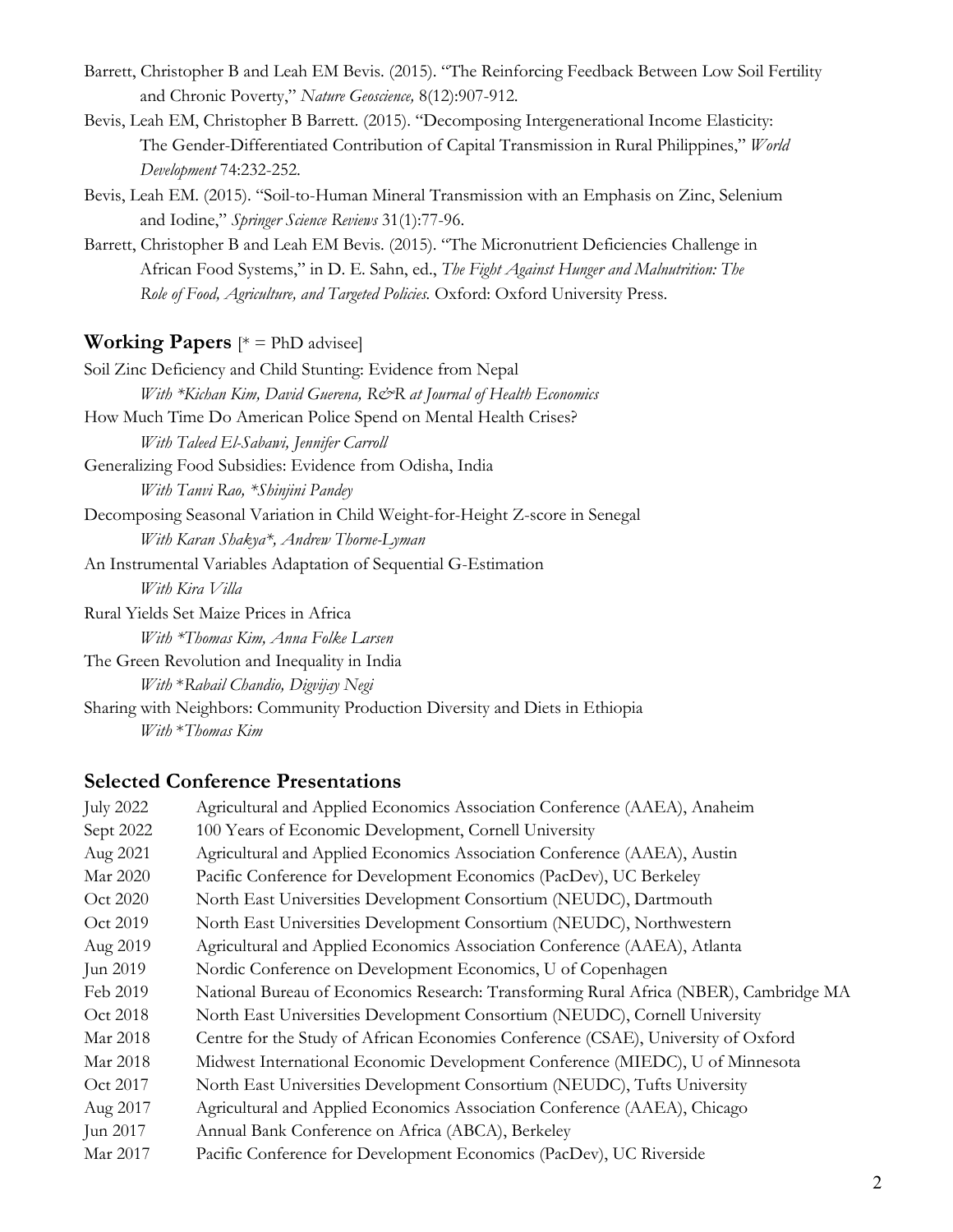Barrett, Christopher B and Leah EM Bevis. (2015). "The Reinforcing Feedback Between Low Soil Fertility and Chronic Poverty," *Nature Geoscience,* 8(12):907-912.

Bevis, Leah EM, Christopher B Barrett. (2015). "Decomposing Intergenerational Income Elasticity: The Gender-Differentiated Contribution of Capital Transmission in Rural Philippines," *World Development* 74:232-252.

Bevis, Leah EM. (2015). "Soil-to-Human Mineral Transmission with an Emphasis on Zinc, Selenium and Iodine," *Springer Science Reviews* 31(1):77-96.

Barrett, Christopher B and Leah EM Bevis. (2015). "The Micronutrient Deficiencies Challenge in African Food Systems," in D. E. Sahn, ed., *The Fight Against Hunger and Malnutrition: The Role of Food, Agriculture, and Targeted Policies.* Oxford: Oxford University Press.

## Working Papers [* = PhD advisee]

Soil Zinc Deficiency and Child Stunting: Evidence from Nepal
*With *Kichan Kim, David Guerena, R&R at Journal of Health Economics*

How Much Time Do American Police Spend on Mental Health Crises?
*With Taleed El-Sabawi, Jennifer Carroll*

Generalizing Food Subsidies: Evidence from Odisha, India
*With Tanvi Rao, *Shinjini Pandey*

Decomposing Seasonal Variation in Child Weight-for-Height Z-score in Senegal
*With Karan Shakya*, Andrew Thorne-Lyman*

An Instrumental Variables Adaptation of Sequential G-Estimation
*With Kira Villa*

Rural Yields Set Maize Prices in Africa
*With *Thomas Kim, Anna Folke Larsen*

The Green Revolution and Inequality in India
*With *Rabail Chandio, Digvijay Negi*

Sharing with Neighbors: Community Production Diversity and Diets in Ethiopia
*With *Thomas Kim*

## Selected Conference Presentations

| | |
|---|---|
| July 2022 | Agricultural and Applied Economics Association Conference (AAEA), Anaheim |
| Sept 2022 | 100 Years of Economic Development, Cornell University |
| Aug 2021 | Agricultural and Applied Economics Association Conference (AAEA), Austin |
| Mar 2020 | Pacific Conference for Development Economics (PacDev), UC Berkeley |
| Oct 2020 | North East Universities Development Consortium (NEUDC), Dartmouth |
| Oct 2019 | North East Universities Development Consortium (NEUDC), Northwestern |
| Aug 2019 | Agricultural and Applied Economics Association Conference (AAEA), Atlanta |
| Jun 2019 | Nordic Conference on Development Economics, U of Copenhagen |
| Feb 2019 | National Bureau of Economics Research: Transforming Rural Africa (NBER), Cambridge MA |
| Oct 2018 | North East Universities Development Consortium (NEUDC), Cornell University |
| Mar 2018 | Centre for the Study of African Economies Conference (CSAE), University of Oxford |
| Mar 2018 | Midwest International Economic Development Conference (MIEDC), U of Minnesota |
| Oct 2017 | North East Universities Development Consortium (NEUDC), Tufts University |
| Aug 2017 | Agricultural and Applied Economics Association Conference (AAEA), Chicago |
| Jun 2017 | Annual Bank Conference on Africa (ABCA), Berkeley |
| Mar 2017 | Pacific Conference for Development Economics (PacDev), UC Riverside |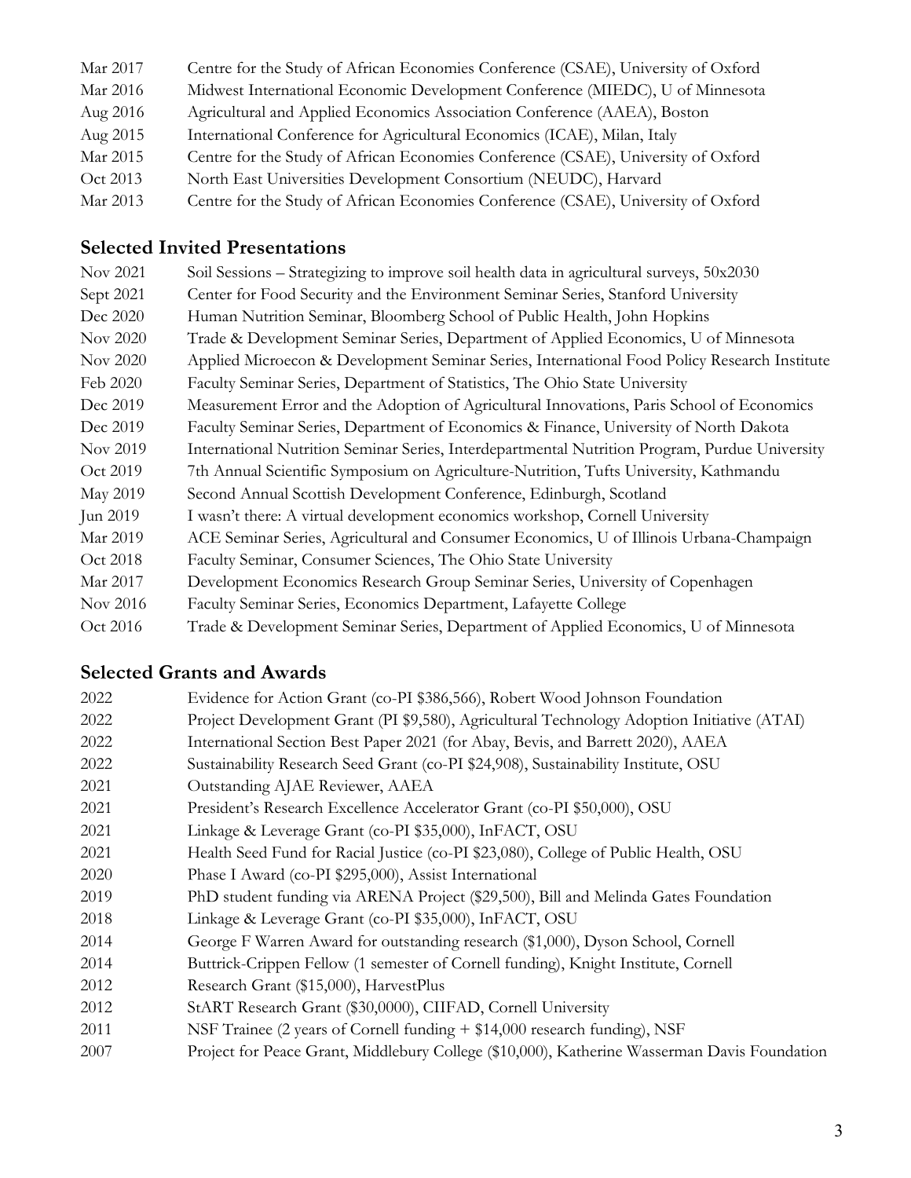| | |
|---|---|
| Mar 2017 | Centre for the Study of African Economies Conference (CSAE), University of Oxford |
| Mar 2016 | Midwest International Economic Development Conference (MIEDC), U of Minnesota |
| Aug 2016 | Agricultural and Applied Economics Association Conference (AAEA), Boston |
| Aug 2015 | International Conference for Agricultural Economics (ICAE), Milan, Italy |
| Mar 2015 | Centre for the Study of African Economies Conference (CSAE), University of Oxford |
| Oct 2013 | North East Universities Development Consortium (NEUDC), Harvard |
| Mar 2013 | Centre for the Study of African Economies Conference (CSAE), University of Oxford |

## Selected Invited Presentations

| | |
|---|---|
| Nov 2021 | Soil Sessions – Strategizing to improve soil health data in agricultural surveys, 50x2030 |
| Sept 2021 | Center for Food Security and the Environment Seminar Series, Stanford University |
| Dec 2020 | Human Nutrition Seminar, Bloomberg School of Public Health, John Hopkins |
| Nov 2020 | Trade & Development Seminar Series, Department of Applied Economics, U of Minnesota |
| Nov 2020 | Applied Microecon & Development Seminar Series, International Food Policy Research Institute |
| Feb 2020 | Faculty Seminar Series, Department of Statistics, The Ohio State University |
| Dec 2019 | Measurement Error and the Adoption of Agricultural Innovations, Paris School of Economics |
| Dec 2019 | Faculty Seminar Series, Department of Economics & Finance, University of North Dakota |
| Nov 2019 | International Nutrition Seminar Series, Interdepartmental Nutrition Program, Purdue University |
| Oct 2019 | 7th Annual Scientific Symposium on Agriculture-Nutrition, Tufts University, Kathmandu |
| May 2019 | Second Annual Scottish Development Conference, Edinburgh, Scotland |
| Jun 2019 | I wasn't there: A virtual development economics workshop, Cornell University |
| Mar 2019 | ACE Seminar Series, Agricultural and Consumer Economics, U of Illinois Urbana-Champaign |
| Oct 2018 | Faculty Seminar, Consumer Sciences, The Ohio State University |
| Mar 2017 | Development Economics Research Group Seminar Series, University of Copenhagen |
| Nov 2016 | Faculty Seminar Series, Economics Department, Lafayette College |
| Oct 2016 | Trade & Development Seminar Series, Department of Applied Economics, U of Minnesota |

## Selected Grants and Awards

| | |
|---|---|
| 2022 | Evidence for Action Grant (co-PI $386,566), Robert Wood Johnson Foundation |
| 2022 | Project Development Grant (PI $9,580), Agricultural Technology Adoption Initiative (ATAI) |
| 2022 | International Section Best Paper 2021 (for Abay, Bevis, and Barrett 2020), AAEA |
| 2022 | Sustainability Research Seed Grant (co-PI $24,908), Sustainability Institute, OSU |
| 2021 | Outstanding AJAE Reviewer, AAEA |
| 2021 | President's Research Excellence Accelerator Grant (co-PI $50,000), OSU |
| 2021 | Linkage & Leverage Grant (co-PI $35,000), InFACT, OSU |
| 2021 | Health Seed Fund for Racial Justice (co-PI $23,080), College of Public Health, OSU |
| 2020 | Phase I Award (co-PI $295,000), Assist International |
| 2019 | PhD student funding via ARENA Project ($29,500), Bill and Melinda Gates Foundation |
| 2018 | Linkage & Leverage Grant (co-PI $35,000), InFACT, OSU |
| 2014 | George F Warren Award for outstanding research ($1,000), Dyson School, Cornell |
| 2014 | Buttrick-Crippen Fellow (1 semester of Cornell funding), Knight Institute, Cornell |
| 2012 | Research Grant ($15,000), HarvestPlus |
| 2012 | StART Research Grant ($30,0000), CIIFAD, Cornell University |
| 2011 | NSF Trainee (2 years of Cornell funding + $14,000 research funding), NSF |
| 2007 | Project for Peace Grant, Middlebury College ($10,000), Katherine Wasserman Davis Foundation |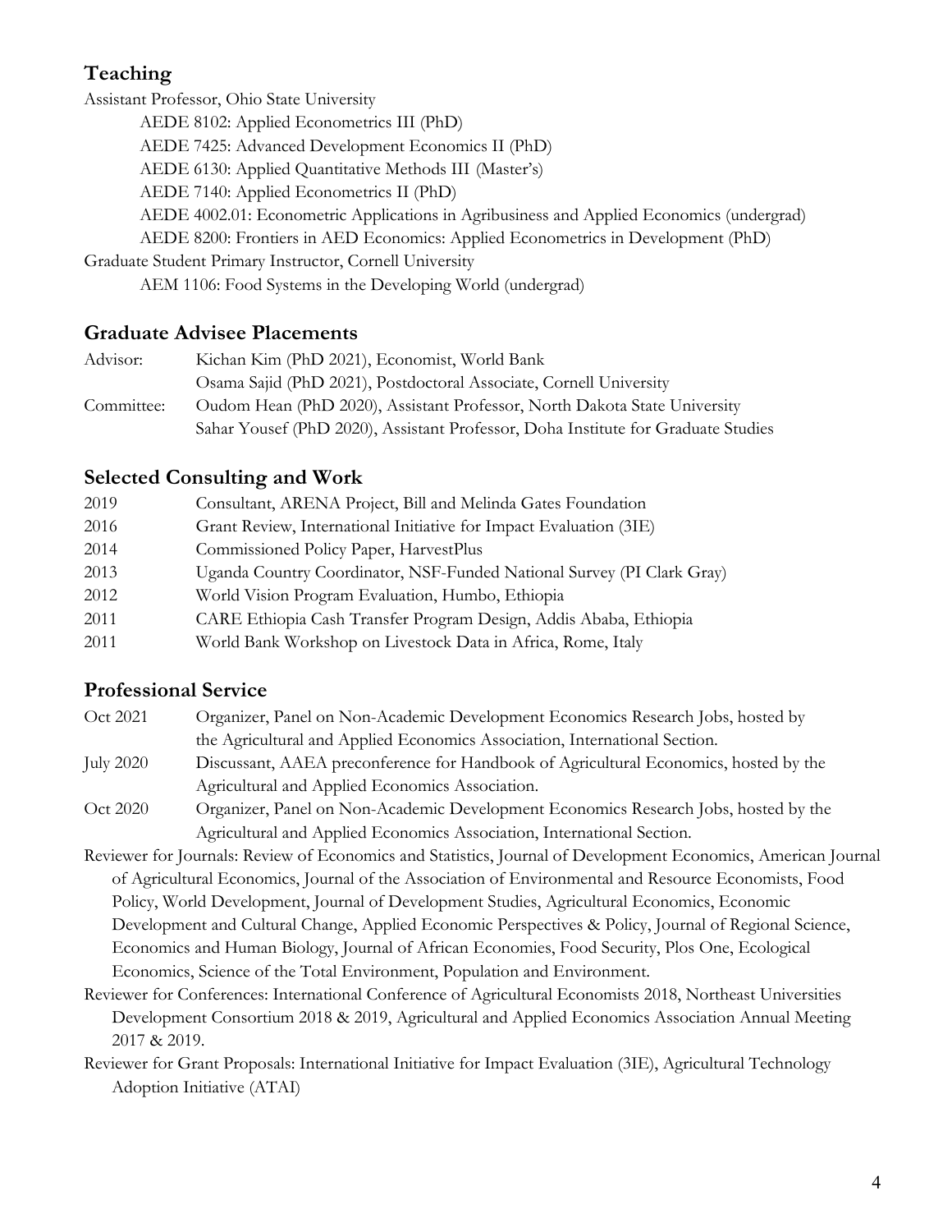## Teaching

Assistant Professor, Ohio State University

- AEDE 8102: Applied Econometrics III (PhD)
- AEDE 7425: Advanced Development Economics II (PhD)
- AEDE 6130: Applied Quantitative Methods III (Master's)
- AEDE 7140: Applied Econometrics II (PhD)
- AEDE 4002.01: Econometric Applications in Agribusiness and Applied Economics (undergrad)
- AEDE 8200: Frontiers in AED Economics: Applied Econometrics in Development (PhD)

Graduate Student Primary Instructor, Cornell University

- AEM 1106: Food Systems in the Developing World (undergrad)

## Graduate Advisee Placements

| | |
|---|---|
| Advisor: | Kichan Kim (PhD 2021), Economist, World Bank |
| | Osama Sajid (PhD 2021), Postdoctoral Associate, Cornell University |
| Committee: | Oudom Hean (PhD 2020), Assistant Professor, North Dakota State University |
| | Sahar Yousef (PhD 2020), Assistant Professor, Doha Institute for Graduate Studies |

## Selected Consulting and Work

| | |
|---|---|
| 2019 | Consultant, ARENA Project, Bill and Melinda Gates Foundation |
| 2016 | Grant Review, International Initiative for Impact Evaluation (3IE) |
| 2014 | Commissioned Policy Paper, HarvestPlus |
| 2013 | Uganda Country Coordinator, NSF-Funded National Survey (PI Clark Gray) |
| 2012 | World Vision Program Evaluation, Humbo, Ethiopia |
| 2011 | CARE Ethiopia Cash Transfer Program Design, Addis Ababa, Ethiopia |
| 2011 | World Bank Workshop on Livestock Data in Africa, Rome, Italy |

## Professional Service

| | |
|---|---|
| Oct 2021 | Organizer, Panel on Non-Academic Development Economics Research Jobs, hosted by the Agricultural and Applied Economics Association, International Section. |
| July 2020 | Discussant, AAEA preconference for Handbook of Agricultural Economics, hosted by the Agricultural and Applied Economics Association. |
| Oct 2020 | Organizer, Panel on Non-Academic Development Economics Research Jobs, hosted by the Agricultural and Applied Economics Association, International Section. |

Reviewer for Journals: Review of Economics and Statistics, Journal of Development Economics, American Journal of Agricultural Economics, Journal of the Association of Environmental and Resource Economists, Food Policy, World Development, Journal of Development Studies, Agricultural Economics, Economic Development and Cultural Change, Applied Economic Perspectives & Policy, Journal of Regional Science, Economics and Human Biology, Journal of African Economies, Food Security, Plos One, Ecological Economics, Science of the Total Environment, Population and Environment.

Reviewer for Conferences: International Conference of Agricultural Economists 2018, Northeast Universities Development Consortium 2018 & 2019, Agricultural and Applied Economics Association Annual Meeting 2017 & 2019.

Reviewer for Grant Proposals: International Initiative for Impact Evaluation (3IE), Agricultural Technology Adoption Initiative (ATAI)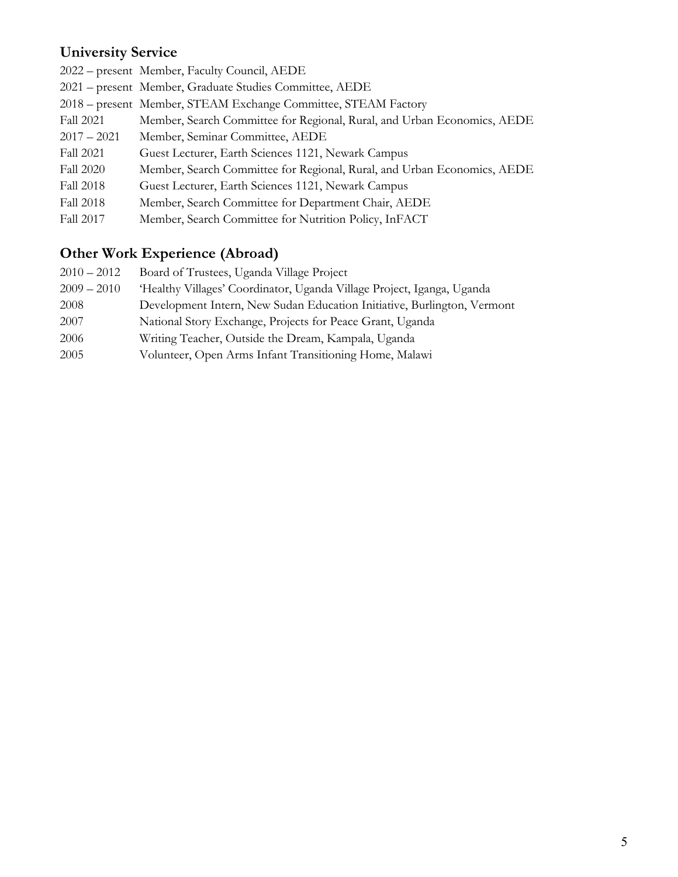## University Service

2022 – present Member, Faculty Council, AEDE
2021 – present Member, Graduate Studies Committee, AEDE
2018 – present Member, STEAM Exchange Committee, STEAM Factory
Fall 2021 Member, Search Committee for Regional, Rural, and Urban Economics, AEDE
2017 – 2021 Member, Seminar Committee, AEDE
Fall 2021 Guest Lecturer, Earth Sciences 1121, Newark Campus
Fall 2020 Member, Search Committee for Regional, Rural, and Urban Economics, AEDE
Fall 2018 Guest Lecturer, Earth Sciences 1121, Newark Campus
Fall 2018 Member, Search Committee for Department Chair, AEDE
Fall 2017 Member, Search Committee for Nutrition Policy, InFACT

## Other Work Experience (Abroad)

2010 – 2012 Board of Trustees, Uganda Village Project
2009 – 2010 'Healthy Villages' Coordinator, Uganda Village Project, Iganga, Uganda
2008 Development Intern, New Sudan Education Initiative, Burlington, Vermont
2007 National Story Exchange, Projects for Peace Grant, Uganda
2006 Writing Teacher, Outside the Dream, Kampala, Uganda
2005 Volunteer, Open Arms Infant Transitioning Home, Malawi